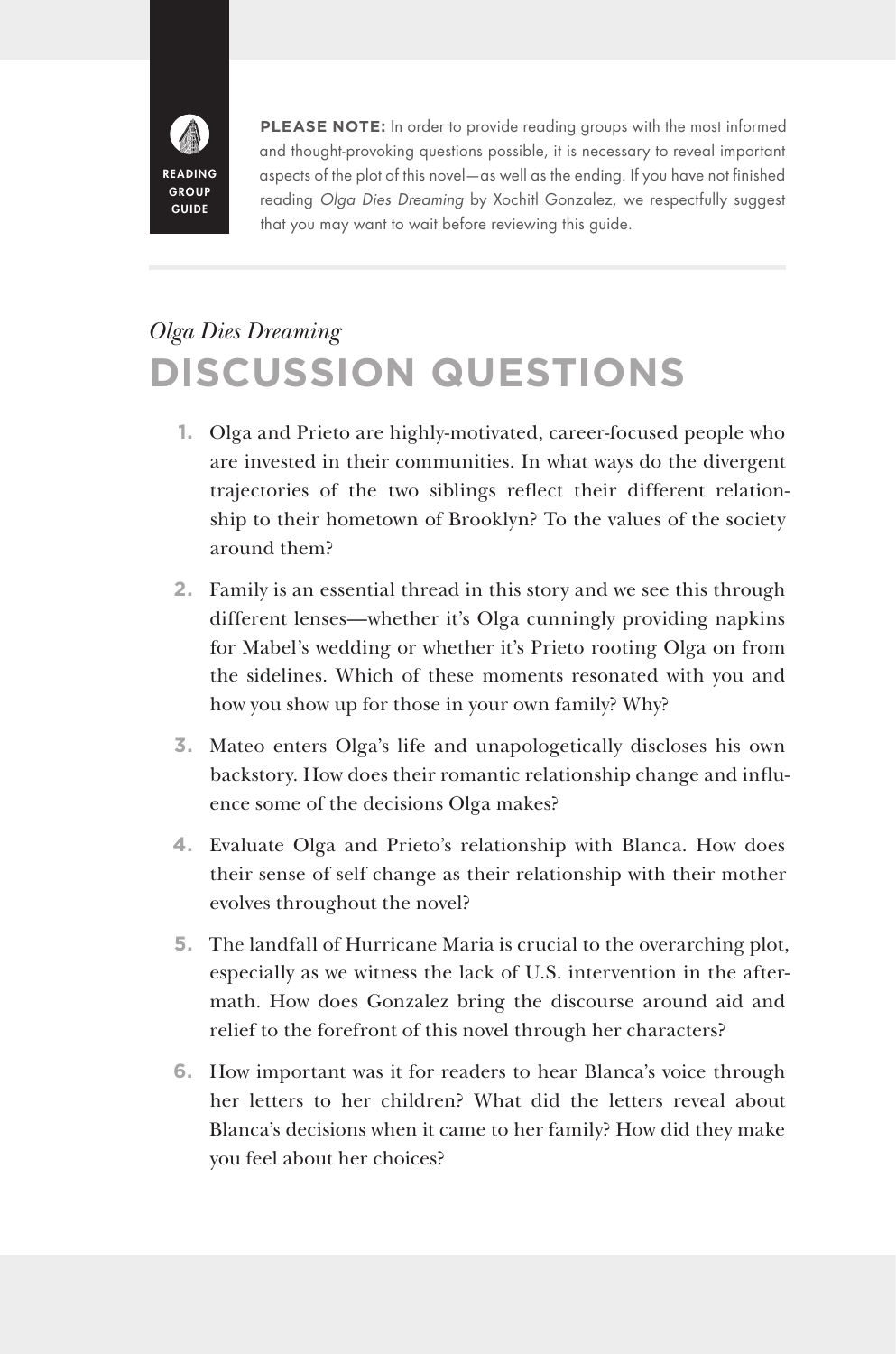READING GROUP GUIDE

**PLEASE NOTE:** In order to provide reading groups with the most informed and thought-provoking questions possible, it is necessary to reveal important aspects of the plot of this novel—as well as the ending. If you have not finished reading *Olga Dies Dreaming* by Xochitl Gonzalez, we respectfully suggest that you may want to wait before reviewing this guide.

*Olga Dies Dreaming*

# DISCUSSION QUESTIONS

1. Olga and Prieto are highly-motivated, career-focused people who are invested in their communities. In what ways do the divergent trajectories of the two siblings reflect their different relationship to their hometown of Brooklyn? To the values of the society around them?

2. Family is an essential thread in this story and we see this through different lenses—whether it's Olga cunningly providing napkins for Mabel's wedding or whether it's Prieto rooting Olga on from the sidelines. Which of these moments resonated with you and how you show up for those in your own family? Why?

3. Mateo enters Olga's life and unapologetically discloses his own backstory. How does their romantic relationship change and influence some of the decisions Olga makes?

4. Evaluate Olga and Prieto's relationship with Blanca. How does their sense of self change as their relationship with their mother evolves throughout the novel?

5. The landfall of Hurricane Maria is crucial to the overarching plot, especially as we witness the lack of U.S. intervention in the aftermath. How does Gonzalez bring the discourse around aid and relief to the forefront of this novel through her characters?

6. How important was it for readers to hear Blanca's voice through her letters to her children? What did the letters reveal about Blanca's decisions when it came to her family? How did they make you feel about her choices?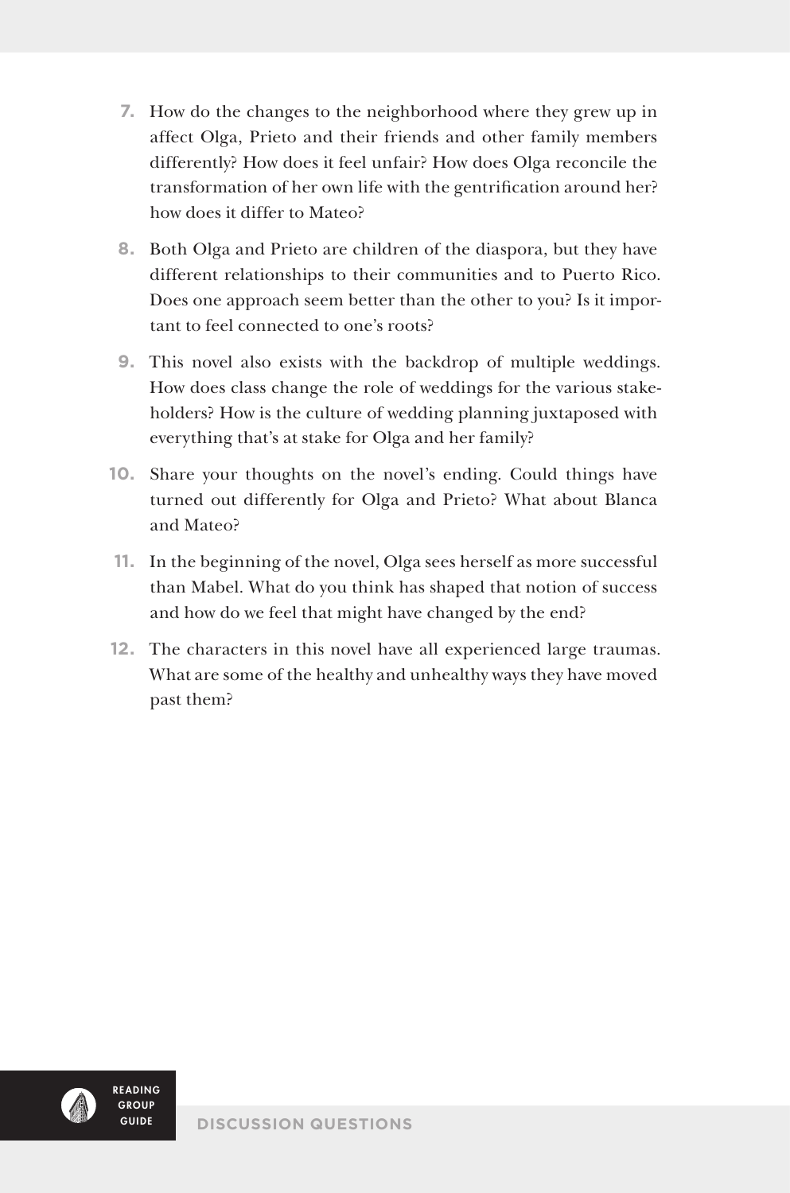7. How do the changes to the neighborhood where they grew up in affect Olga, Prieto and their friends and other family members differently? How does it feel unfair? How does Olga reconcile the transformation of her own life with the gentrification around her? how does it differ to Mateo?

8. Both Olga and Prieto are children of the diaspora, but they have different relationships to their communities and to Puerto Rico. Does one approach seem better than the other to you? Is it important to feel connected to one's roots?

9. This novel also exists with the backdrop of multiple weddings. How does class change the role of weddings for the various stakeholders? How is the culture of wedding planning juxtaposed with everything that's at stake for Olga and her family?

10. Share your thoughts on the novel's ending. Could things have turned out differently for Olga and Prieto? What about Blanca and Mateo?

11. In the beginning of the novel, Olga sees herself as more successful than Mabel. What do you think has shaped that notion of success and how do we feel that might have changed by the end?

12. The characters in this novel have all experienced large traumas. What are some of the healthy and unhealthy ways they have moved past them?